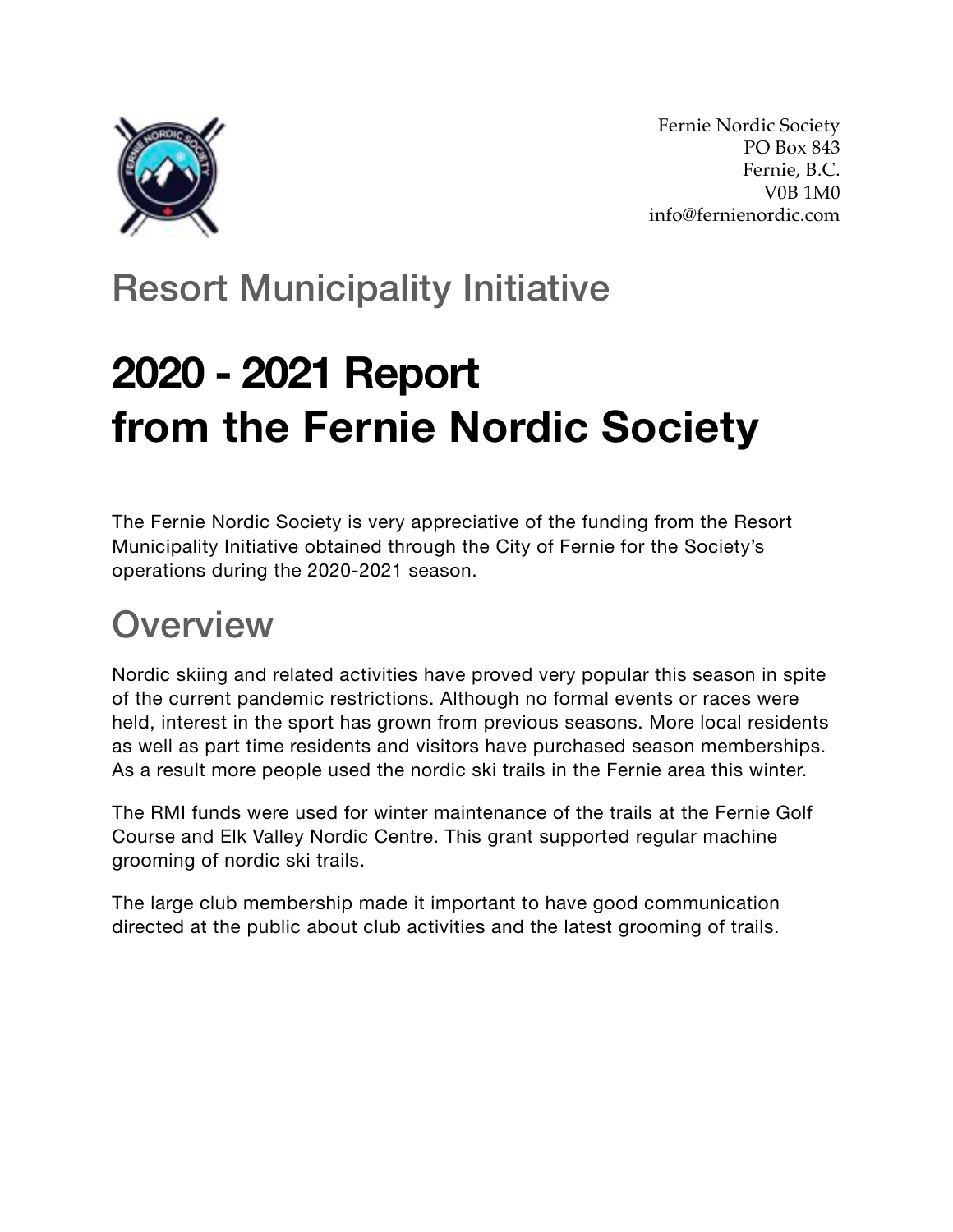Fernie Nordic Society
PO Box 843
Fernie, B.C.
V0B 1M0
info@fernienordic.com

## Resort Municipality Initiative

# 2020 - 2021 Report from the Fernie Nordic Society

The Fernie Nordic Society is very appreciative of the funding from the Resort Municipality Initiative obtained through the City of Fernie for the Society's operations during the 2020-2021 season.

## Overview

Nordic skiing and related activities have proved very popular this season in spite of the current pandemic restrictions. Although no formal events or races were held, interest in the sport has grown from previous seasons. More local residents as well as part time residents and visitors have purchased season memberships. As a result more people used the nordic ski trails in the Fernie area this winter.

The RMI funds were used for winter maintenance of the trails at the Fernie Golf Course and Elk Valley Nordic Centre. This grant supported regular machine grooming of nordic ski trails.

The large club membership made it important to have good communication directed at the public about club activities and the latest grooming of trails.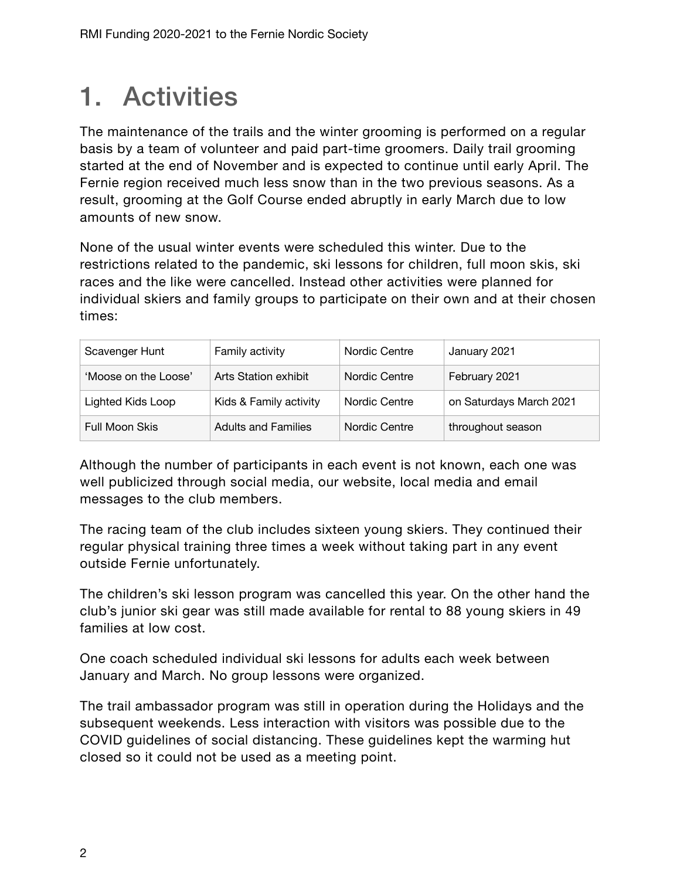# 1. Activities

The maintenance of the trails and the winter grooming is performed on a regular basis by a team of volunteer and paid part-time groomers. Daily trail grooming started at the end of November and is expected to continue until early April. The Fernie region received much less snow than in the two previous seasons. As a result, grooming at the Golf Course ended abruptly in early March due to low amounts of new snow.

None of the usual winter events were scheduled this winter. Due to the restrictions related to the pandemic, ski lessons for children, full moon skis, ski races and the like were cancelled. Instead other activities were planned for individual skiers and family groups to participate on their own and at their chosen times:

| | | | |
|---|---|---|---|
| Scavenger Hunt | Family activity | Nordic Centre | January 2021 |
| 'Moose on the Loose' | Arts Station exhibit | Nordic Centre | February 2021 |
| Lighted Kids Loop | Kids & Family activity | Nordic Centre | on Saturdays March 2021 |
| Full Moon Skis | Adults and Families | Nordic Centre | throughout season |

Although the number of participants in each event is not known, each one was well publicized through social media, our website, local media and email messages to the club members.

The racing team of the club includes sixteen young skiers. They continued their regular physical training three times a week without taking part in any event outside Fernie unfortunately.

The children's ski lesson program was cancelled this year. On the other hand the club's junior ski gear was still made available for rental to 88 young skiers in 49 families at low cost.

One coach scheduled individual ski lessons for adults each week between January and March. No group lessons were organized.

The trail ambassador program was still in operation during the Holidays and the subsequent weekends. Less interaction with visitors was possible due to the COVID guidelines of social distancing. These guidelines kept the warming hut closed so it could not be used as a meeting point.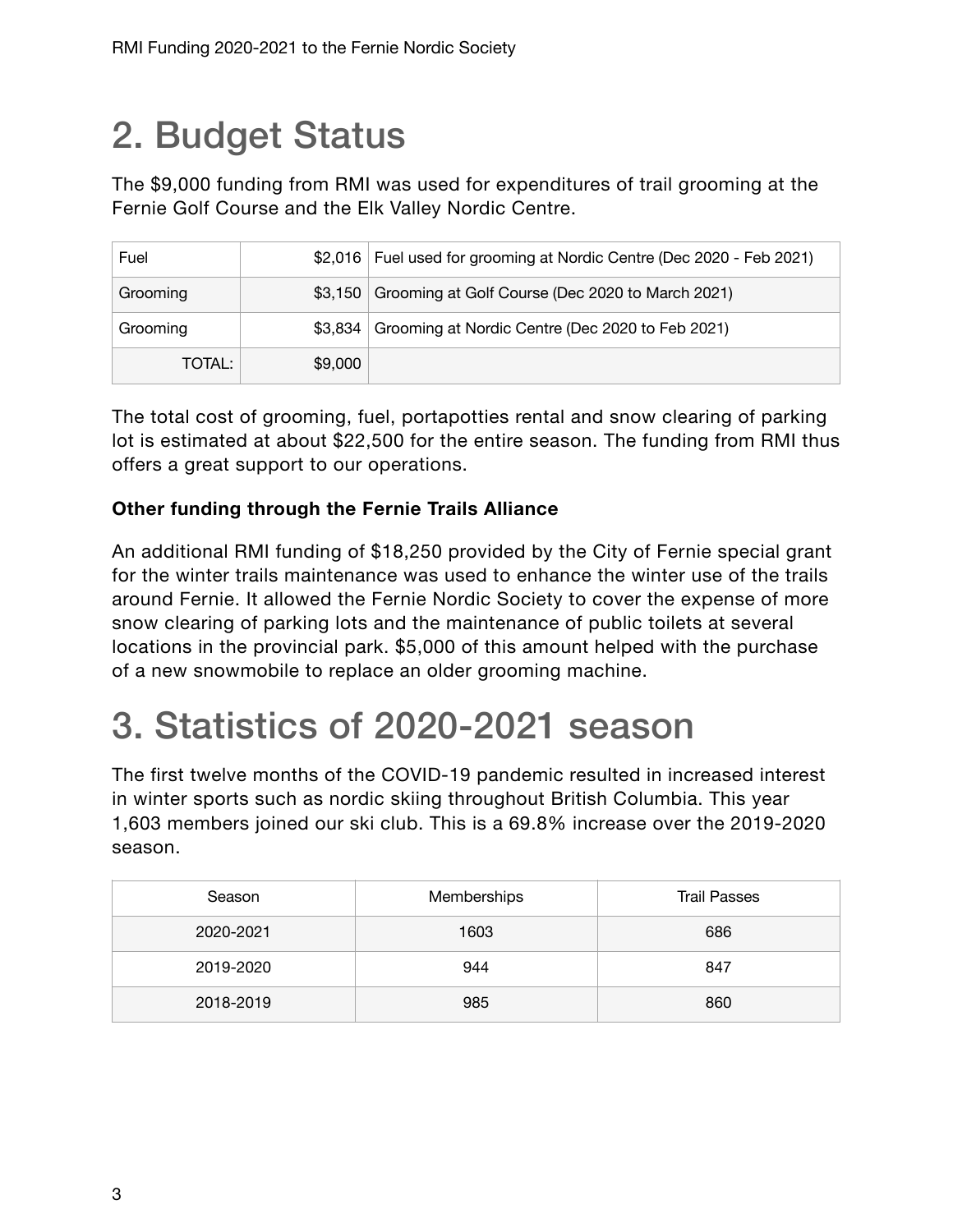# 2. Budget Status

The $9,000 funding from RMI was used for expenditures of trail grooming at the Fernie Golf Course and the Elk Valley Nordic Centre.

| | | |
|---|---|---|
| Fuel | $2,016 | Fuel used for grooming at Nordic Centre (Dec 2020 - Feb 2021) |
| Grooming | $3,150 | Grooming at Golf Course (Dec 2020 to March 2021) |
| Grooming | $3,834 | Grooming at Nordic Centre (Dec 2020 to Feb 2021) |
| TOTAL: | $9,000 | |

The total cost of grooming, fuel, portapotties rental and snow clearing of parking lot is estimated at about $22,500 for the entire season. The funding from RMI thus offers a great support to our operations.

**Other funding through the Fernie Trails Alliance**

An additional RMI funding of $18,250 provided by the City of Fernie special grant for the winter trails maintenance was used to enhance the winter use of the trails around Fernie. It allowed the Fernie Nordic Society to cover the expense of more snow clearing of parking lots and the maintenance of public toilets at several locations in the provincial park. $5,000 of this amount helped with the purchase of a new snowmobile to replace an older grooming machine.

# 3. Statistics of 2020-2021 season

The first twelve months of the COVID-19 pandemic resulted in increased interest in winter sports such as nordic skiing throughout British Columbia. This year 1,603 members joined our ski club. This is a 69.8% increase over the 2019-2020 season.

| Season | Memberships | Trail Passes |
|---|---|---|
| 2020-2021 | 1603 | 686 |
| 2019-2020 | 944 | 847 |
| 2018-2019 | 985 | 860 |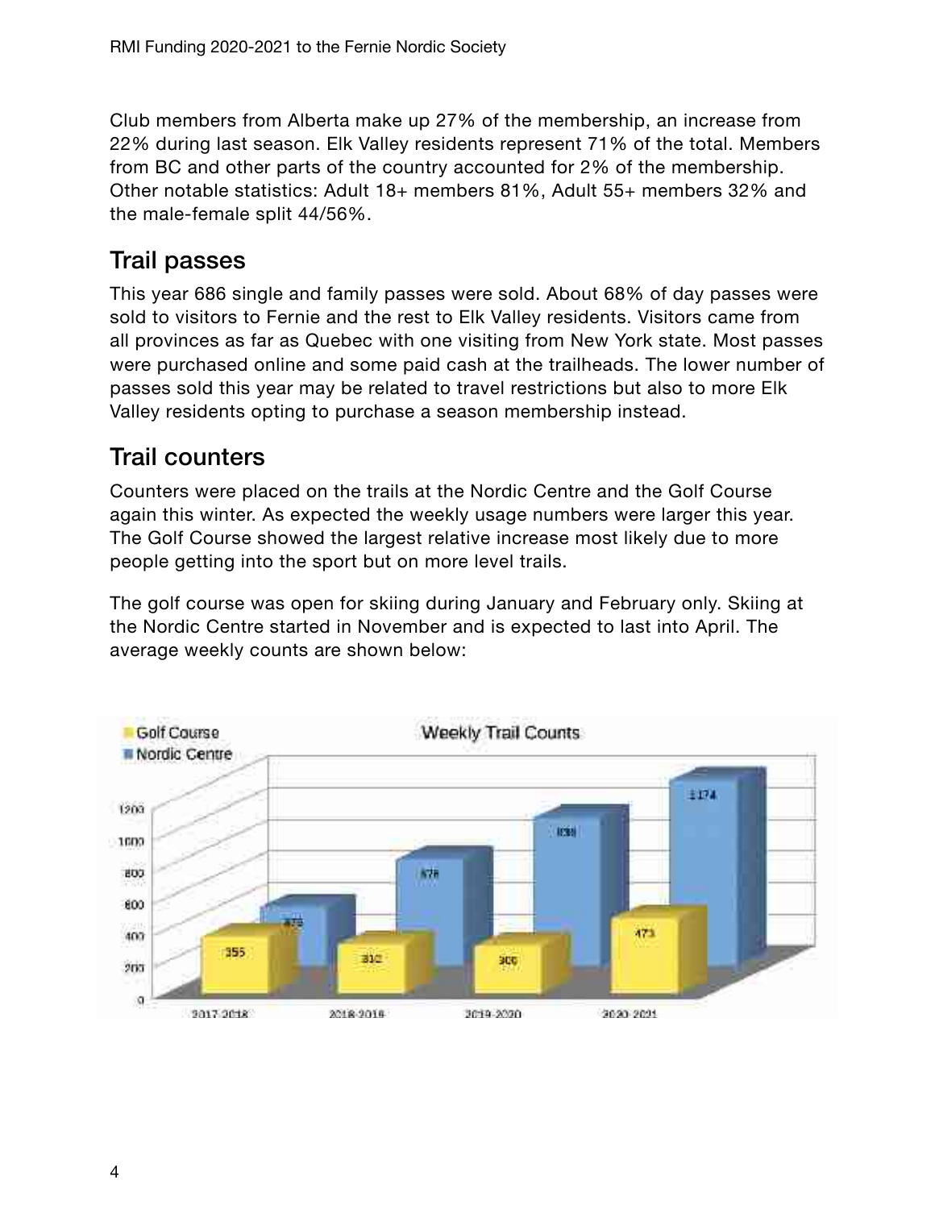Club members from Alberta make up 27% of the membership, an increase from 22% during last season. Elk Valley residents represent 71% of the total. Members from BC and other parts of the country accounted for 2% of the membership. Other notable statistics: Adult 18+ members 81%, Adult 55+ members 32% and the male-female split 44/56%.

## Trail passes

This year 686 single and family passes were sold. About 68% of day passes were sold to visitors to Fernie and the rest to Elk Valley residents. Visitors came from all provinces as far as Quebec with one visiting from New York state. Most passes were purchased online and some paid cash at the trailheads. The lower number of passes sold this year may be related to travel restrictions but also to more Elk Valley residents opting to purchase a season membership instead.

## Trail counters

Counters were placed on the trails at the Nordic Centre and the Golf Course again this winter. As expected the weekly usage numbers were larger this year. The Golf Course showed the largest relative increase most likely due to more people getting into the sport but on more level trails.

The golf course was open for skiing during January and February only. Skiing at the Nordic Centre started in November and is expected to last into April. The average weekly counts are shown below: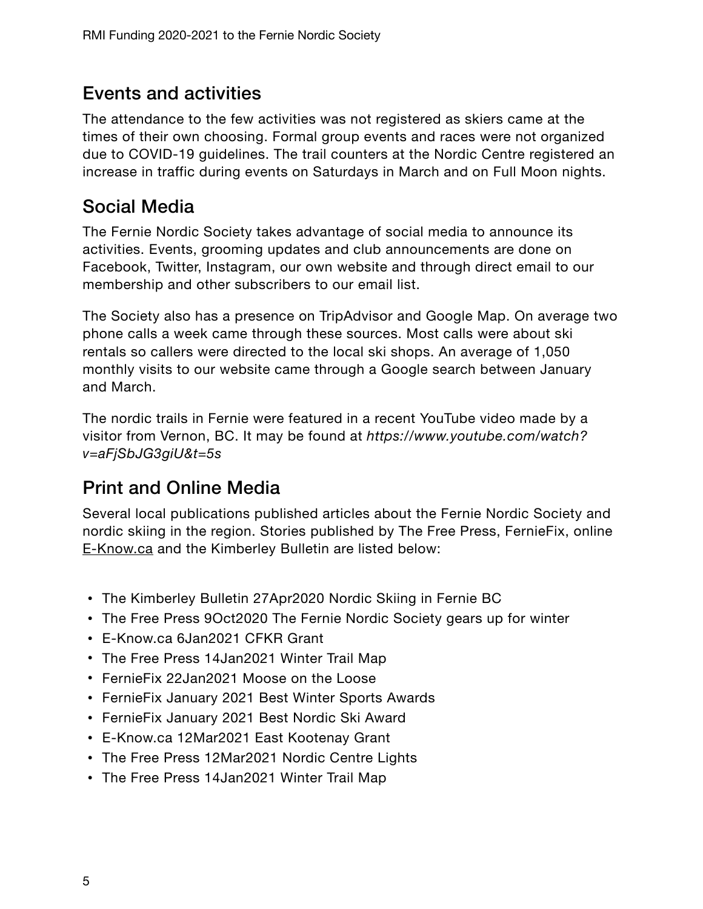## Events and activities

The attendance to the few activities was not registered as skiers came at the times of their own choosing. Formal group events and races were not organized due to COVID-19 guidelines. The trail counters at the Nordic Centre registered an increase in traffic during events on Saturdays in March and on Full Moon nights.

## Social Media

The Fernie Nordic Society takes advantage of social media to announce its activities. Events, grooming updates and club announcements are done on Facebook, Twitter, Instagram, our own website and through direct email to our membership and other subscribers to our email list.

The Society also has a presence on TripAdvisor and Google Map. On average two phone calls a week came through these sources. Most calls were about ski rentals so callers were directed to the local ski shops. An average of 1,050 monthly visits to our website came through a Google search between January and March.

The nordic trails in Fernie were featured in a recent YouTube video made by a visitor from Vernon, BC. It may be found at *https://www.youtube.com/watch?v=aFjSbJG3giU&t=5s*

## Print and Online Media

Several local publications published articles about the Fernie Nordic Society and nordic skiing in the region. Stories published by The Free Press, FernieFix, online E-Know.ca and the Kimberley Bulletin are listed below:

- The Kimberley Bulletin 27Apr2020 Nordic Skiing in Fernie BC
- The Free Press 9Oct2020 The Fernie Nordic Society gears up for winter
- E-Know.ca 6Jan2021 CFKR Grant
- The Free Press 14Jan2021 Winter Trail Map
- FernieFix 22Jan2021 Moose on the Loose
- FernieFix January 2021 Best Winter Sports Awards
- FernieFix January 2021 Best Nordic Ski Award
- E-Know.ca 12Mar2021 East Kootenay Grant
- The Free Press 12Mar2021 Nordic Centre Lights
- The Free Press 14Jan2021 Winter Trail Map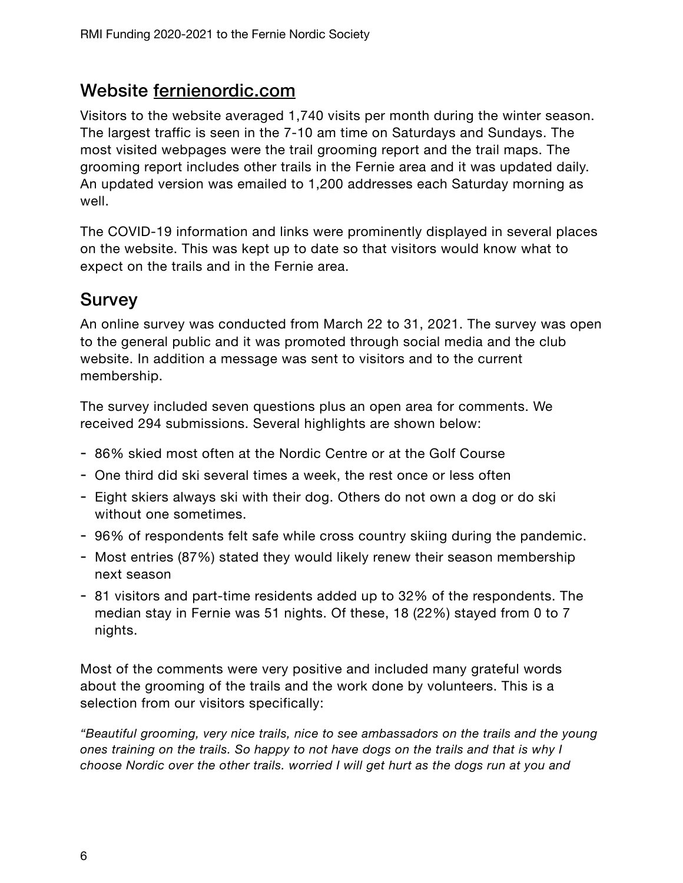## Website fernienordic.com

Visitors to the website averaged 1,740 visits per month during the winter season. The largest traffic is seen in the 7-10 am time on Saturdays and Sundays. The most visited webpages were the trail grooming report and the trail maps. The grooming report includes other trails in the Fernie area and it was updated daily. An updated version was emailed to 1,200 addresses each Saturday morning as well.

The COVID-19 information and links were prominently displayed in several places on the website. This was kept up to date so that visitors would know what to expect on the trails and in the Fernie area.

## Survey

An online survey was conducted from March 22 to 31, 2021. The survey was open to the general public and it was promoted through social media and the club website. In addition a message was sent to visitors and to the current membership.

The survey included seven questions plus an open area for comments. We received 294 submissions. Several highlights are shown below:

- 86% skied most often at the Nordic Centre or at the Golf Course
- One third did ski several times a week, the rest once or less often
- Eight skiers always ski with their dog. Others do not own a dog or do ski without one sometimes.
- 96% of respondents felt safe while cross country skiing during the pandemic.
- Most entries (87%) stated they would likely renew their season membership next season
- 81 visitors and part-time residents added up to 32% of the respondents. The median stay in Fernie was 51 nights. Of these, 18 (22%) stayed from 0 to 7 nights.

Most of the comments were very positive and included many grateful words about the grooming of the trails and the work done by volunteers. This is a selection from our visitors specifically:

*"Beautiful grooming, very nice trails, nice to see ambassadors on the trails and the young ones training on the trails. So happy to not have dogs on the trails and that is why I choose Nordic over the other trails. worried I will get hurt as the dogs run at you and*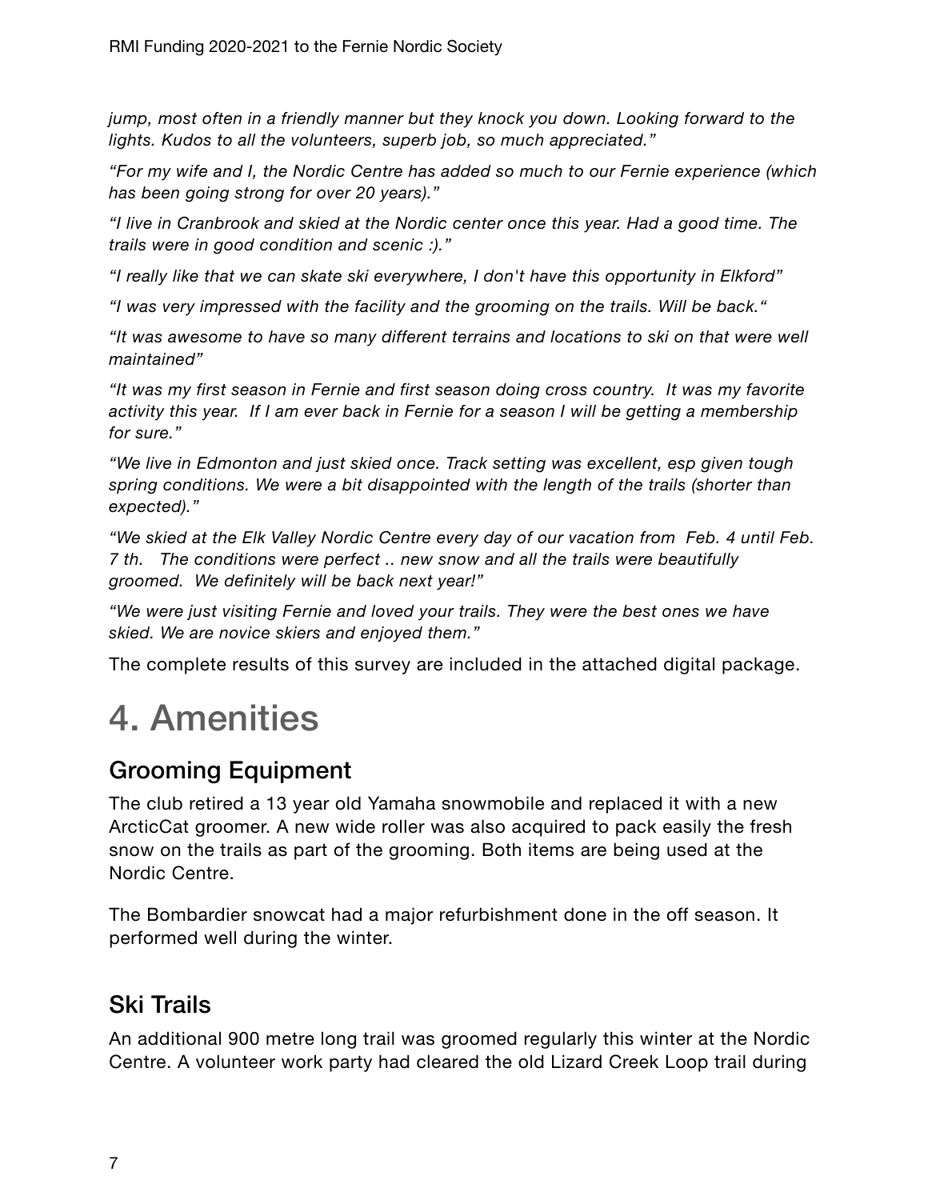*jump, most often in a friendly manner but they knock you down. Looking forward to the lights. Kudos to all the volunteers, superb job, so much appreciated."*

*"For my wife and I, the Nordic Centre has added so much to our Fernie experience (which has been going strong for over 20 years)."*

*"I live in Cranbrook and skied at the Nordic center once this year. Had a good time. The trails were in good condition and scenic :)."*

*"I really like that we can skate ski everywhere, I don't have this opportunity in Elkford"*

*"I was very impressed with the facility and the grooming on the trails. Will be back."*

*"It was awesome to have so many different terrains and locations to ski on that were well maintained"*

*"It was my first season in Fernie and first season doing cross country. It was my favorite activity this year. If I am ever back in Fernie for a season I will be getting a membership for sure."*

*"We live in Edmonton and just skied once. Track setting was excellent, esp given tough spring conditions. We were a bit disappointed with the length of the trails (shorter than expected)."*

*"We skied at the Elk Valley Nordic Centre every day of our vacation from Feb. 4 until Feb. 7 th. The conditions were perfect .. new snow and all the trails were beautifully groomed. We definitely will be back next year!"*

*"We were just visiting Fernie and loved your trails. They were the best ones we have skied. We are novice skiers and enjoyed them."*

The complete results of this survey are included in the attached digital package.

# 4. Amenities

## Grooming Equipment

The club retired a 13 year old Yamaha snowmobile and replaced it with a new ArcticCat groomer. A new wide roller was also acquired to pack easily the fresh snow on the trails as part of the grooming. Both items are being used at the Nordic Centre.

The Bombardier snowcat had a major refurbishment done in the off season. It performed well during the winter.

## Ski Trails

An additional 900 metre long trail was groomed regularly this winter at the Nordic Centre. A volunteer work party had cleared the old Lizard Creek Loop trail during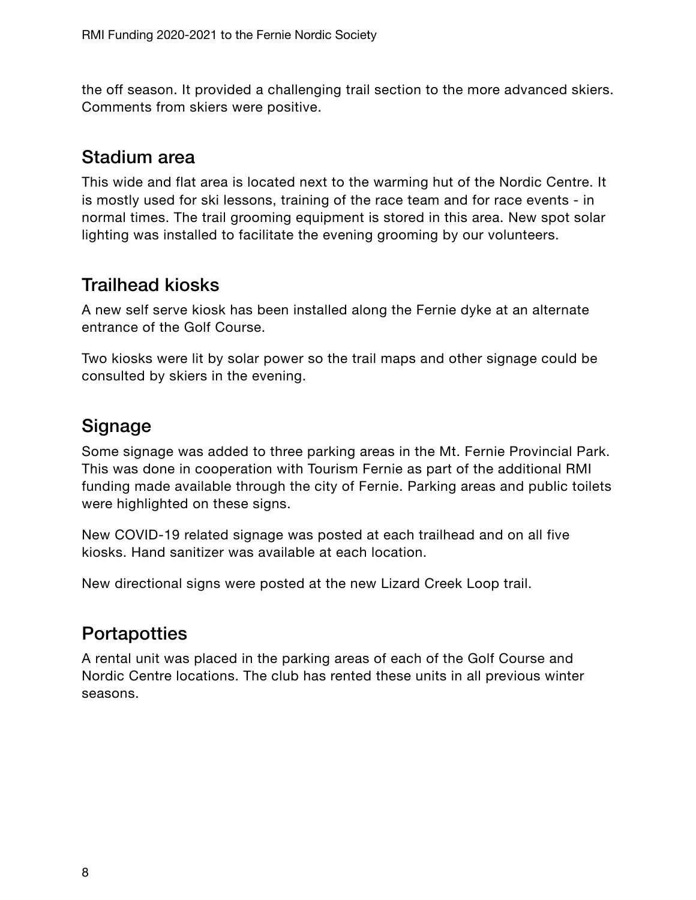the off season. It provided a challenging trail section to the more advanced skiers. Comments from skiers were positive.

## Stadium area

This wide and flat area is located next to the warming hut of the Nordic Centre. It is mostly used for ski lessons, training of the race team and for race events - in normal times. The trail grooming equipment is stored in this area. New spot solar lighting was installed to facilitate the evening grooming by our volunteers.

## Trailhead kiosks

A new self serve kiosk has been installed along the Fernie dyke at an alternate entrance of the Golf Course.

Two kiosks were lit by solar power so the trail maps and other signage could be consulted by skiers in the evening.

## Signage

Some signage was added to three parking areas in the Mt. Fernie Provincial Park. This was done in cooperation with Tourism Fernie as part of the additional RMI funding made available through the city of Fernie. Parking areas and public toilets were highlighted on these signs.

New COVID-19 related signage was posted at each trailhead and on all five kiosks. Hand sanitizer was available at each location.

New directional signs were posted at the new Lizard Creek Loop trail.

## Portapotties

A rental unit was placed in the parking areas of each of the Golf Course and Nordic Centre locations. The club has rented these units in all previous winter seasons.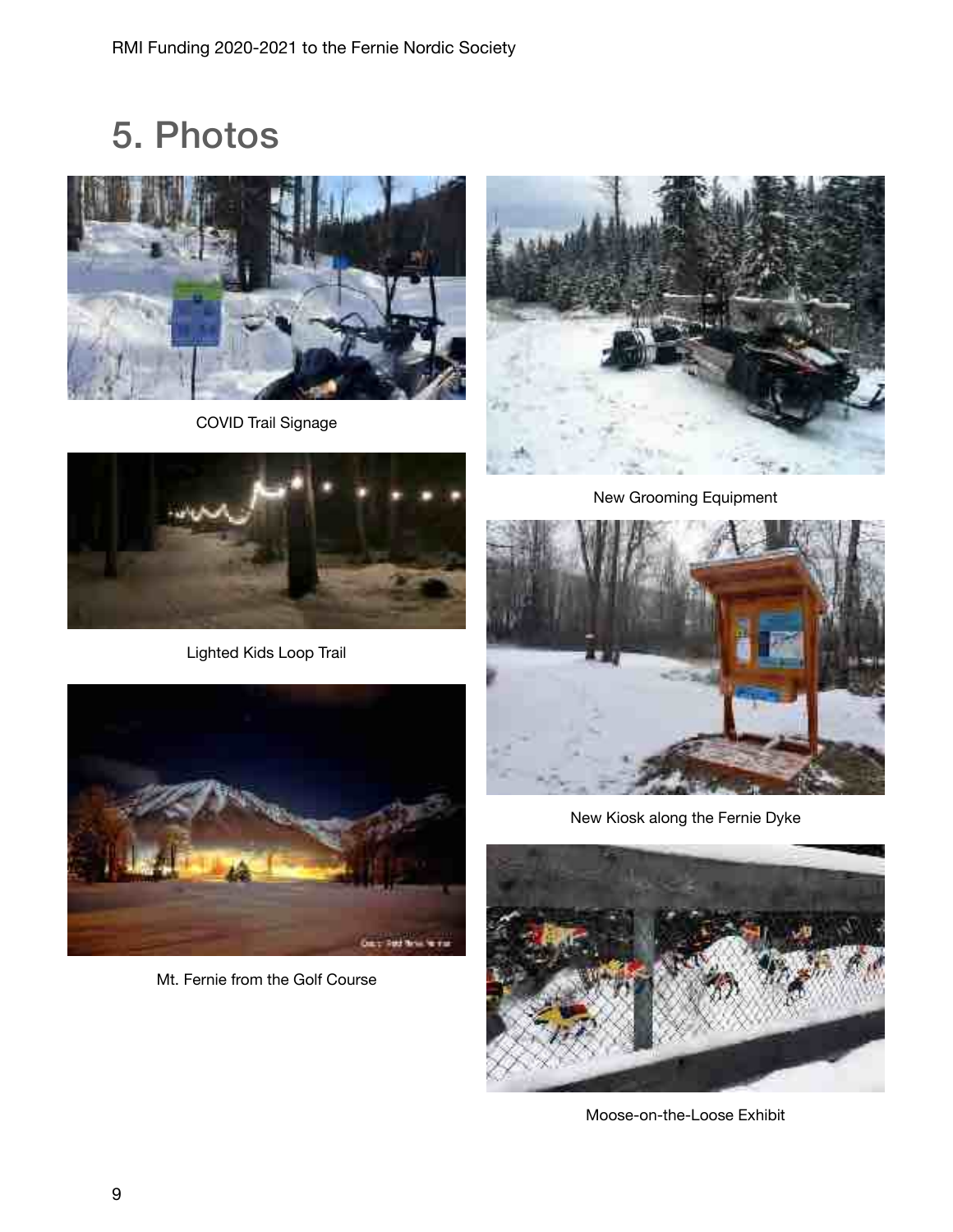# 5. Photos

COVID Trail Signage

New Grooming Equipment

Lighted Kids Loop Trail

New Kiosk along the Fernie Dyke

Mt. Fernie from the Golf Course

Moose-on-the-Loose Exhibit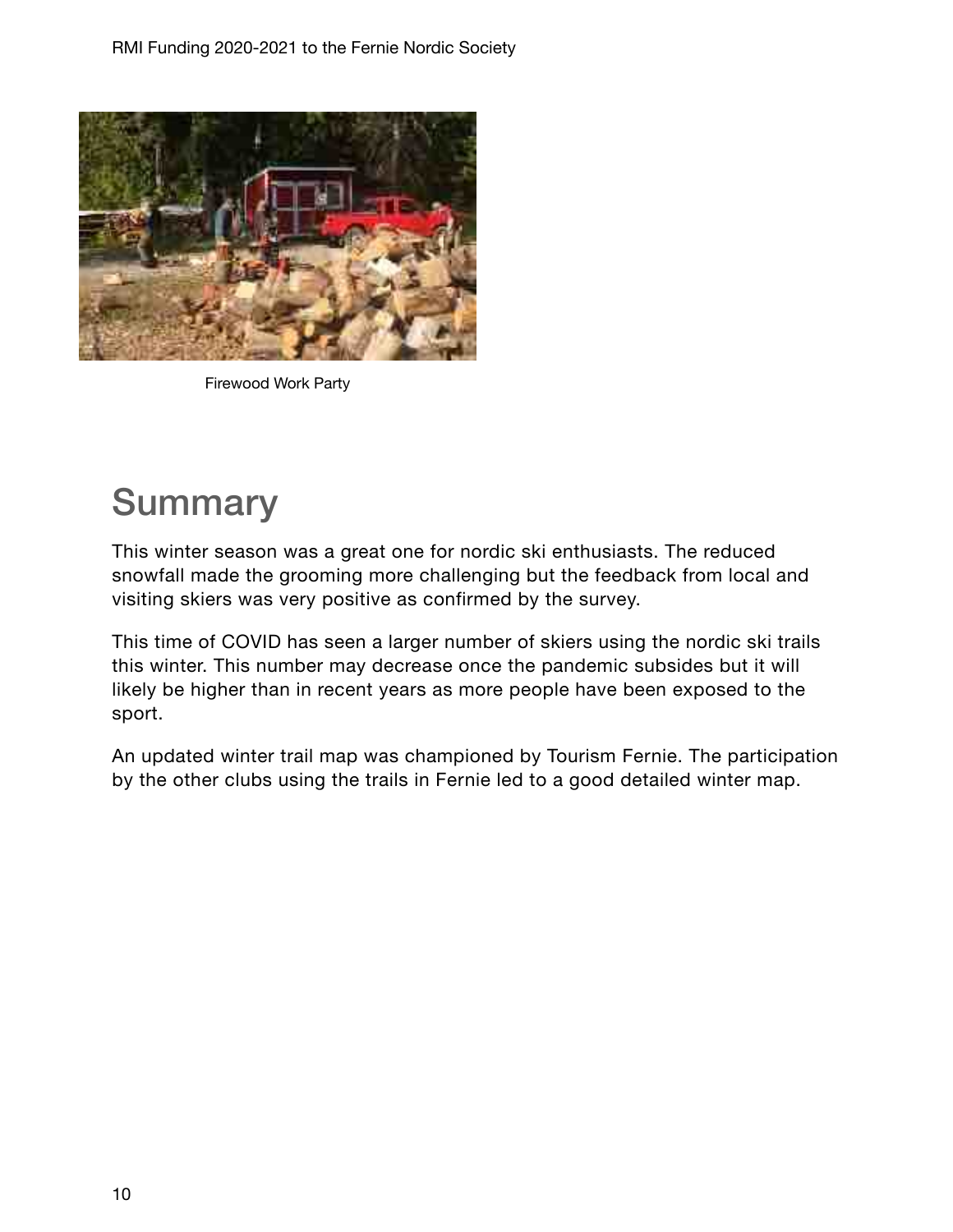Firewood Work Party

# Summary

This winter season was a great one for nordic ski enthusiasts. The reduced snowfall made the grooming more challenging but the feedback from local and visiting skiers was very positive as confirmed by the survey.

This time of COVID has seen a larger number of skiers using the nordic ski trails this winter. This number may decrease once the pandemic subsides but it will likely be higher than in recent years as more people have been exposed to the sport.

An updated winter trail map was championed by Tourism Fernie. The participation by the other clubs using the trails in Fernie led to a good detailed winter map.